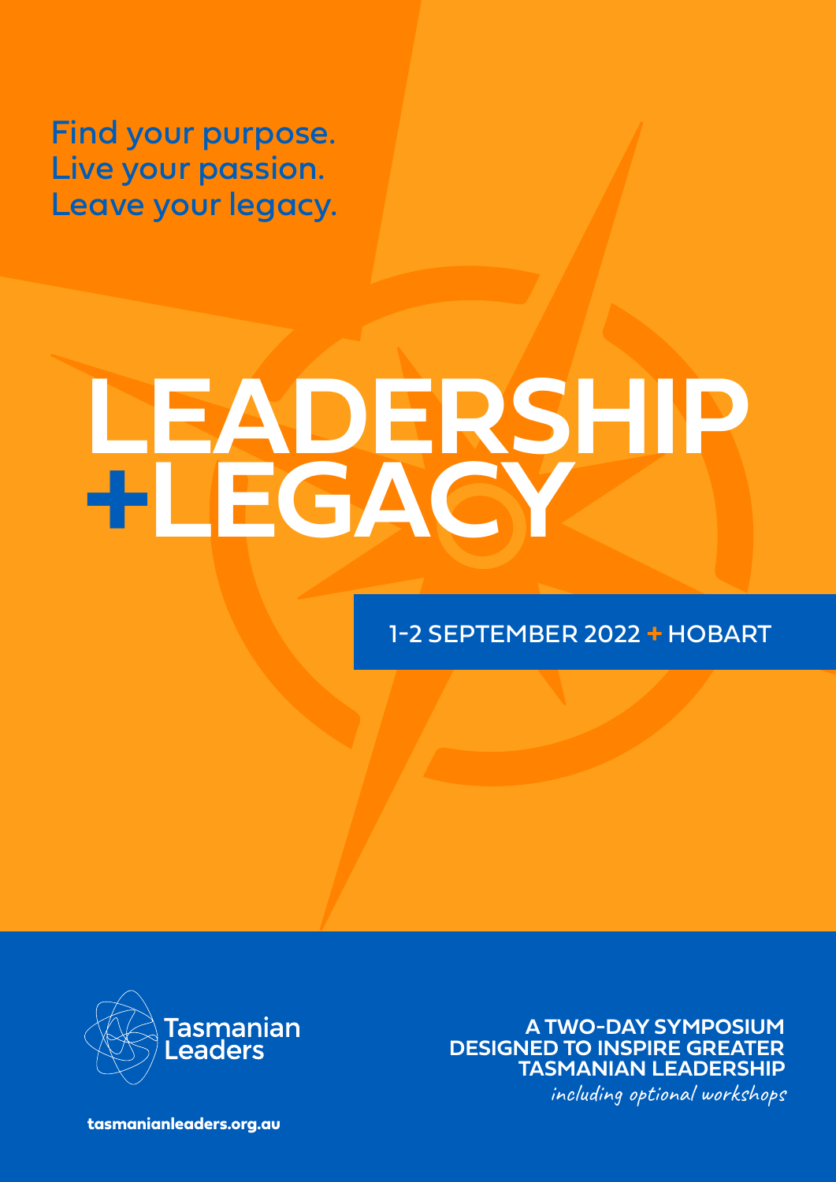Find your purpose.
Live your passion.
Leave your legacy.

# LEADERSHIP +LEGACY

1-2 SEPTEMBER 2022 + HOBART

Tasmanian Leaders

**A TWO-DAY SYMPOSIUM DESIGNED TO INSPIRE GREATER TASMANIAN LEADERSHIP**

*including optional workshops*

tasmanianleaders.org.au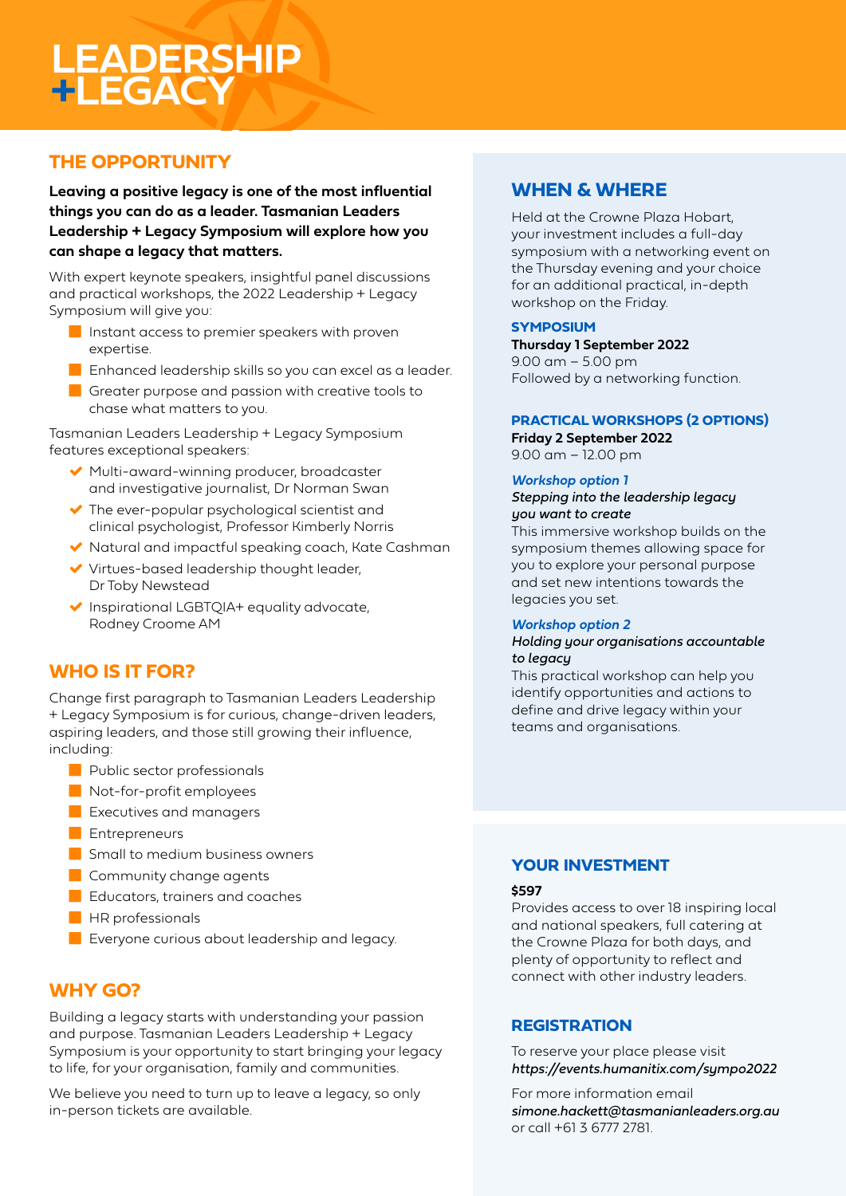# LEADERSHIP +LEGACY

## THE OPPORTUNITY

**Leaving a positive legacy is one of the most influential things you can do as a leader. Tasmanian Leaders Leadership + Legacy Symposium will explore how you can shape a legacy that matters.**

With expert keynote speakers, insightful panel discussions and practical workshops, the 2022 Leadership + Legacy Symposium will give you:

- Instant access to premier speakers with proven expertise.
- Enhanced leadership skills so you can excel as a leader.
- Greater purpose and passion with creative tools to chase what matters to you.

Tasmanian Leaders Leadership + Legacy Symposium features exceptional speakers:

- ✔ Multi-award-winning producer, broadcaster and investigative journalist, Dr Norman Swan
- ✔ The ever-popular psychological scientist and clinical psychologist, Professor Kimberly Norris
- ✔ Natural and impactful speaking coach, Kate Cashman
- ✔ Virtues-based leadership thought leader, Dr Toby Newstead
- ✔ Inspirational LGBTQIA+ equality advocate, Rodney Croome AM

## WHO IS IT FOR?

Change first paragraph to Tasmanian Leaders Leadership + Legacy Symposium is for curious, change-driven leaders, aspiring leaders, and those still growing their influence, including:

- Public sector professionals
- Not-for-profit employees
- Executives and managers
- Entrepreneurs
- Small to medium business owners
- Community change agents
- Educators, trainers and coaches
- HR professionals
- Everyone curious about leadership and legacy.

## WHY GO?

Building a legacy starts with understanding your passion and purpose. Tasmanian Leaders Leadership + Legacy Symposium is your opportunity to start bringing your legacy to life, for your organisation, family and communities.

We believe you need to turn up to leave a legacy, so only in-person tickets are available.

## WHEN & WHERE

Held at the Crowne Plaza Hobart, your investment includes a full-day symposium with a networking event on the Thursday evening and your choice for an additional practical, in-depth workshop on the Friday.

### SYMPOSIUM

**Thursday 1 September 2022**
9.00 am – 5.00 pm
Followed by a networking function.

### PRACTICAL WORKSHOPS (2 OPTIONS)

**Friday 2 September 2022**
9.00 am – 12.00 pm

***Workshop option 1***
*Stepping into the leadership legacy you want to create*
This immersive workshop builds on the symposium themes allowing space for you to explore your personal purpose and set new intentions towards the legacies you set.

***Workshop option 2***
*Holding your organisations accountable to legacy*
This practical workshop can help you identify opportunities and actions to define and drive legacy within your teams and organisations.

## YOUR INVESTMENT

**$597**
Provides access to over 18 inspiring local and national speakers, full catering at the Crowne Plaza for both days, and plenty of opportunity to reflect and connect with other industry leaders.

## REGISTRATION

To reserve your place please visit *https://events.humanitix.com/sympo2022*

For more information email *simone.hackett@tasmanianleaders.org.au* or call +61 3 6777 2781.